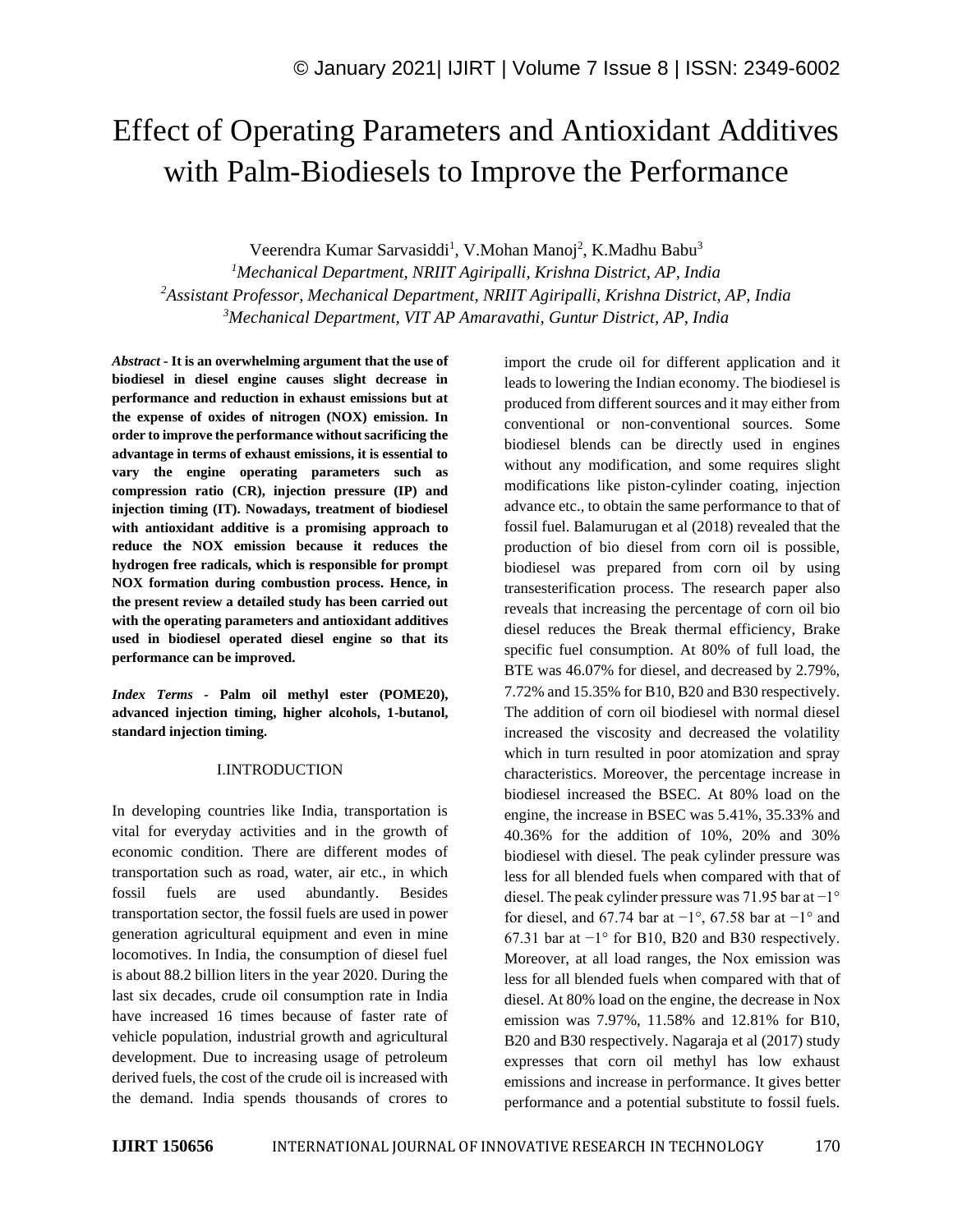# Effect of Operating Parameters and Antioxidant Additives with Palm-Biodiesels to Improve the Performance

Veerendra Kumar Sarvasiddi[1], V.Mohan Manoj[2], K.Madhu Babu[3]

[1]*Mechanical Department, NRIIT Agiripalli, Krishna District, AP, India*
[2]*Assistant Professor, Mechanical Department, NRIIT Agiripalli, Krishna District, AP, India*
[3]*Mechanical Department, VIT AP Amaravathi, Guntur District, AP, India*

***Abstract -*** **It is an overwhelming argument that the use of biodiesel in diesel engine causes slight decrease in performance and reduction in exhaust emissions but at the expense of oxides of nitrogen (NOX) emission. In order to improve the performance without sacrificing the advantage in terms of exhaust emissions, it is essential to vary the engine operating parameters such as compression ratio (CR), injection pressure (IP) and injection timing (IT). Nowadays, treatment of biodiesel with antioxidant additive is a promising approach to reduce the NOX emission because it reduces the hydrogen free radicals, which is responsible for prompt NOX formation during combustion process. Hence, in the present review a detailed study has been carried out with the operating parameters and antioxidant additives used in biodiesel operated diesel engine so that its performance can be improved.**

***Index Terms -*** **Palm oil methyl ester (POME20), advanced injection timing, higher alcohols, 1-butanol, standard injection timing.**

## I.INTRODUCTION

In developing countries like India, transportation is vital for everyday activities and in the growth of economic condition. There are different modes of transportation such as road, water, air etc., in which fossil fuels are used abundantly. Besides transportation sector, the fossil fuels are used in power generation agricultural equipment and even in mine locomotives. In India, the consumption of diesel fuel is about 88.2 billion liters in the year 2020. During the last six decades, crude oil consumption rate in India have increased 16 times because of faster rate of vehicle population, industrial growth and agricultural development. Due to increasing usage of petroleum derived fuels, the cost of the crude oil is increased with the demand. India spends thousands of crores to import the crude oil for different application and it leads to lowering the Indian economy. The biodiesel is produced from different sources and it may either from conventional or non-conventional sources. Some biodiesel blends can be directly used in engines without any modification, and some requires slight modifications like piston-cylinder coating, injection advance etc., to obtain the same performance to that of fossil fuel. Balamurugan et al (2018) revealed that the production of bio diesel from corn oil is possible, biodiesel was prepared from corn oil by using transesterification process. The research paper also reveals that increasing the percentage of corn oil bio diesel reduces the Break thermal efficiency, Brake specific fuel consumption. At 80% of full load, the BTE was 46.07% for diesel, and decreased by 2.79%, 7.72% and 15.35% for B10, B20 and B30 respectively. The addition of corn oil biodiesel with normal diesel increased the viscosity and decreased the volatility which in turn resulted in poor atomization and spray characteristics. Moreover, the percentage increase in biodiesel increased the BSEC. At 80% load on the engine, the increase in BSEC was 5.41%, 35.33% and 40.36% for the addition of 10%, 20% and 30% biodiesel with diesel. The peak cylinder pressure was less for all blended fuels when compared with that of diesel. The peak cylinder pressure was 71.95 bar at $-1°$ for diesel, and 67.74 bar at $-1°$, 67.58 bar at $-1°$ and 67.31 bar at $-1°$ for B10, B20 and B30 respectively. Moreover, at all load ranges, the Nox emission was less for all blended fuels when compared with that of diesel. At 80% load on the engine, the decrease in Nox emission was 7.97%, 11.58% and 12.81% for B10, B20 and B30 respectively. Nagaraja et al (2017) study expresses that corn oil methyl has low exhaust emissions and increase in performance. It gives better performance and a potential substitute to fossil fuels.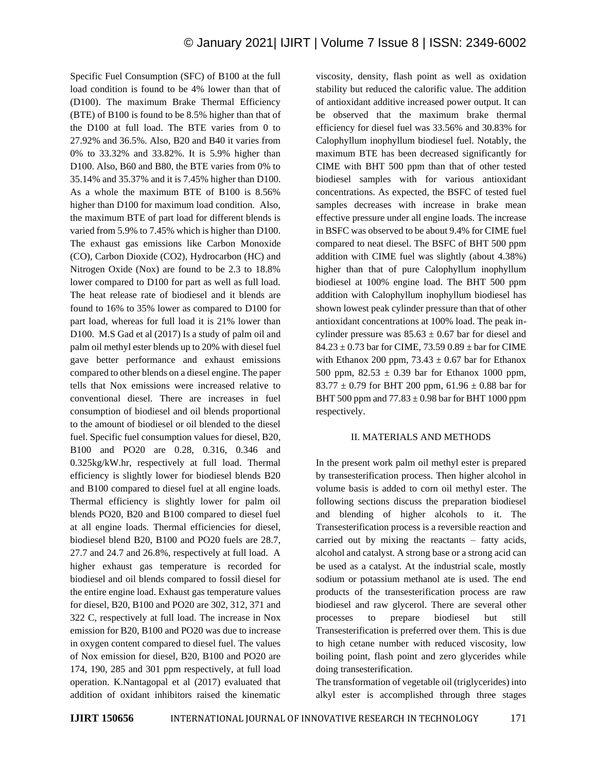Specific Fuel Consumption (SFC) of B100 at the full load condition is found to be 4% lower than that of (D100). The maximum Brake Thermal Efficiency (BTE) of B100 is found to be 8.5% higher than that of the D100 at full load. The BTE varies from 0 to 27.92% and 36.5%. Also, B20 and B40 it varies from 0% to 33.32% and 33.82%. It is 5.9% higher than D100. Also, B60 and B80, the BTE varies from 0% to 35.14% and 35.37% and it is 7.45% higher than D100. As a whole the maximum BTE of B100 is 8.56% higher than D100 for maximum load condition. Also, the maximum BTE of part load for different blends is varied from 5.9% to 7.45% which is higher than D100. The exhaust gas emissions like Carbon Monoxide (CO), Carbon Dioxide (CO2), Hydrocarbon (HC) and Nitrogen Oxide (Nox) are found to be 2.3 to 18.8% lower compared to D100 for part as well as full load. The heat release rate of biodiesel and it blends are found to 16% to 35% lower as compared to D100 for part load, whereas for full load it is 21% lower than D100. M.S Gad et al (2017) Is a study of palm oil and palm oil methyl ester blends up to 20% with diesel fuel gave better performance and exhaust emissions compared to other blends on a diesel engine. The paper tells that Nox emissions were increased relative to conventional diesel. There are increases in fuel consumption of biodiesel and oil blends proportional to the amount of biodiesel or oil blended to the diesel fuel. Specific fuel consumption values for diesel, B20, B100 and PO20 are 0.28, 0.316, 0.346 and 0.325kg/kW.hr, respectively at full load. Thermal efficiency is slightly lower for biodiesel blends B20 and B100 compared to diesel fuel at all engine loads. Thermal efficiency is slightly lower for palm oil blends PO20, B20 and B100 compared to diesel fuel at all engine loads. Thermal efficiencies for diesel, biodiesel blend B20, B100 and PO20 fuels are 28.7, 27.7 and 24.7 and 26.8%, respectively at full load. A higher exhaust gas temperature is recorded for biodiesel and oil blends compared to fossil diesel for the entire engine load. Exhaust gas temperature values for diesel, B20, B100 and PO20 are 302, 312, 371 and 322 C, respectively at full load. The increase in Nox emission for B20, B100 and PO20 was due to increase in oxygen content compared to diesel fuel. The values of Nox emission for diesel, B20, B100 and PO20 are 174, 190, 285 and 301 ppm respectively, at full load operation. K.Nantagopal et al (2017) evaluated that addition of oxidant inhibitors raised the kinematic viscosity, density, flash point as well as oxidation stability but reduced the calorific value. The addition of antioxidant additive increased power output. It can be observed that the maximum brake thermal efficiency for diesel fuel was 33.56% and 30.83% for Calophyllum inophyllum biodiesel fuel. Notably, the maximum BTE has been decreased significantly for CIME with BHT 500 ppm than that of other tested biodiesel samples with for various antioxidant concentrations. As expected, the BSFC of tested fuel samples decreases with increase in brake mean effective pressure under all engine loads. The increase in BSFC was observed to be about 9.4% for CIME fuel compared to neat diesel. The BSFC of BHT 500 ppm addition with CIME fuel was slightly (about 4.38%) higher than that of pure Calophyllum inophyllum biodiesel at 100% engine load. The BHT 500 ppm addition with Calophyllum inophyllum biodiesel has shown lowest peak cylinder pressure than that of other antioxidant concentrations at 100% load. The peak in-cylinder pressure was $85.63 \pm 0.67$ bar for diesel and $84.23 \pm 0.73$ bar for CIME, 73.59 0.89 ± bar for CIME with Ethanox 200 ppm, $73.43 \pm 0.67$ bar for Ethanox 500 ppm, $82.53 \pm 0.39$ bar for Ethanox 1000 ppm, $83.77 \pm 0.79$ for BHT 200 ppm, $61.96 \pm 0.88$ bar for BHT 500 ppm and $77.83 \pm 0.98$ bar for BHT 1000 ppm respectively.

## II. MATERIALS AND METHODS

In the present work palm oil methyl ester is prepared by transesterification process. Then higher alcohol in volume basis is added to corn oil methyl ester. The following sections discuss the preparation biodiesel and blending of higher alcohols to it. The Transesterification process is a reversible reaction and carried out by mixing the reactants – fatty acids, alcohol and catalyst. A strong base or a strong acid can be used as a catalyst. At the industrial scale, mostly sodium or potassium methanol ate is used. The end products of the transesterification process are raw biodiesel and raw glycerol. There are several other processes to prepare biodiesel but still Transesterification is preferred over them. This is due to high cetane number with reduced viscosity, low boiling point, flash point and zero glycerides while doing transesterification.

The transformation of vegetable oil (triglycerides) into alkyl ester is accomplished through three stages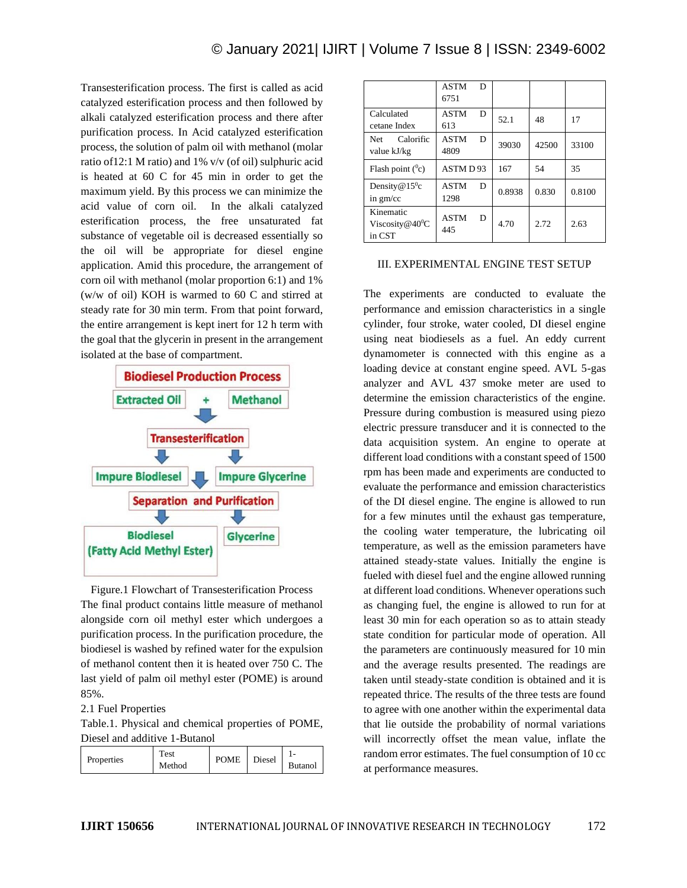Transesterification process. The first is called as acid catalyzed esterification process and then followed by alkali catalyzed esterification process and there after purification process. In Acid catalyzed esterification process, the solution of palm oil with methanol (molar ratio of12:1 M ratio) and 1% v/v (of oil) sulphuric acid is heated at 60 C for 45 min in order to get the maximum yield. By this process we can minimize the acid value of corn oil. In the alkali catalyzed esterification process, the free unsaturated fat substance of vegetable oil is decreased essentially so the oil will be appropriate for diesel engine application. Amid this procedure, the arrangement of corn oil with methanol (molar proportion 6:1) and 1% (w/w of oil) KOH is warmed to 60 C and stirred at steady rate for 30 min term. From that point forward, the entire arrangement is kept inert for 12 h term with the goal that the glycerin in present in the arrangement isolated at the base of compartment.

**Biodiesel Production Process**

Extracted Oil + Methanol → Transesterification → Impure Biodiesel / Impure Glycerine → Separation and Purification → Biodiesel (Fatty Acid Methyl Ester) / Glycerine

Figure.1 Flowchart of Transesterification Process

The final product contains little measure of methanol alongside corn oil methyl ester which undergoes a purification process. In the purification procedure, the biodiesel is washed by refined water for the expulsion of methanol content then it is heated over 750 C. The last yield of palm oil methyl ester (POME) is around 85%.

2.1 Fuel Properties

Table.1. Physical and chemical properties of POME, Diesel and additive 1-Butanol

| Properties | Test Method | POME | Diesel | 1-Butanol |
|---|---|---|---|---|
| | ASTM D 6751 | | | |
| Calculated cetane Index | ASTM D 613 | 52.1 | 48 | 17 |
| Net Calorific value kJ/kg | ASTM D 4809 | 39030 | 42500 | 33100 |
| Flash point ($^0$c) | ASTM D 93 | 167 | 54 | 35 |
| Density@15$^0$c in gm/cc | ASTM D 1298 | 0.8938 | 0.830 | 0.8100 |
| Kinematic Viscosity@40$^0$C in CST | ASTM D 445 | 4.70 | 2.72 | 2.63 |

## III. EXPERIMENTAL ENGINE TEST SETUP

The experiments are conducted to evaluate the performance and emission characteristics in a single cylinder, four stroke, water cooled, DI diesel engine using neat biodiesels as a fuel. An eddy current dynamometer is connected with this engine as a loading device at constant engine speed. AVL 5-gas analyzer and AVL 437 smoke meter are used to determine the emission characteristics of the engine. Pressure during combustion is measured using piezo electric pressure transducer and it is connected to the data acquisition system. An engine to operate at different load conditions with a constant speed of 1500 rpm has been made and experiments are conducted to evaluate the performance and emission characteristics of the DI diesel engine. The engine is allowed to run for a few minutes until the exhaust gas temperature, the cooling water temperature, the lubricating oil temperature, as well as the emission parameters have attained steady-state values. Initially the engine is fueled with diesel fuel and the engine allowed running at different load conditions. Whenever operations such as changing fuel, the engine is allowed to run for at least 30 min for each operation so as to attain steady state condition for particular mode of operation. All the parameters are continuously measured for 10 min and the average results presented. The readings are taken until steady-state condition is obtained and it is repeated thrice. The results of the three tests are found to agree with one another within the experimental data that lie outside the probability of normal variations will incorrectly offset the mean value, inflate the random error estimates. The fuel consumption of 10 cc at performance measures.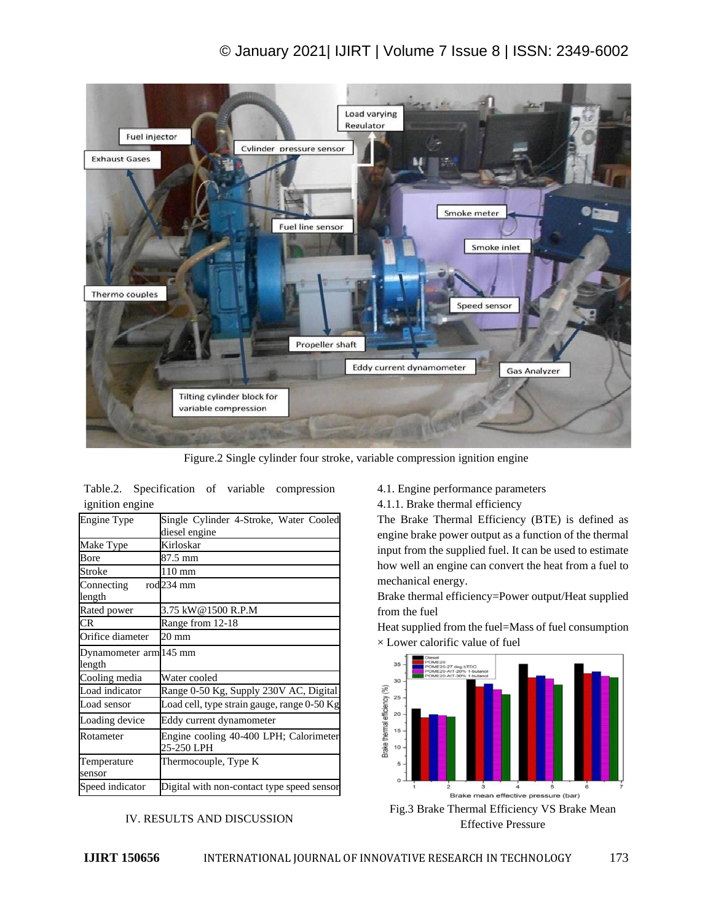Figure.2 Single cylinder four stroke, variable compression ignition engine

Table.2. Specification of variable compression ignition engine

| | |
|---|---|
| Engine Type | Single Cylinder 4-Stroke, Water Cooled diesel engine |
| Make Type | Kirloskar |
| Bore | 87.5 mm |
| Stroke | 110 mm |
| Connecting rod length | 234 mm |
| Rated power | 3.75 kW@1500 R.P.M |
| CR | Range from 12-18 |
| Orifice diameter | 20 mm |
| Dynamometer arm length | 145 mm |
| Cooling media | Water cooled |
| Load indicator | Range 0-50 Kg, Supply 230V AC, Digital |
| Load sensor | Load cell, type strain gauge, range 0-50 Kg |
| Loading device | Eddy current dynamometer |
| Rotameter | Engine cooling 40-400 LPH; Calorimeter 25-250 LPH |
| Temperature sensor | Thermocouple, Type K |
| Speed indicator | Digital with non-contact type speed sensor |

## IV. RESULTS AND DISCUSSION

### 4.1. Engine performance parameters

#### 4.1.1. Brake thermal efficiency

The Brake Thermal Efficiency (BTE) is defined as engine brake power output as a function of the thermal input from the supplied fuel. It can be used to estimate how well an engine can convert the heat from a fuel to mechanical energy.

Brake thermal efficiency=Power output/Heat supplied from the fuel

Heat supplied from the fuel=Mass of fuel consumption × Lower calorific value of fuel

Fig.3 Brake Thermal Efficiency VS Brake Mean Effective Pressure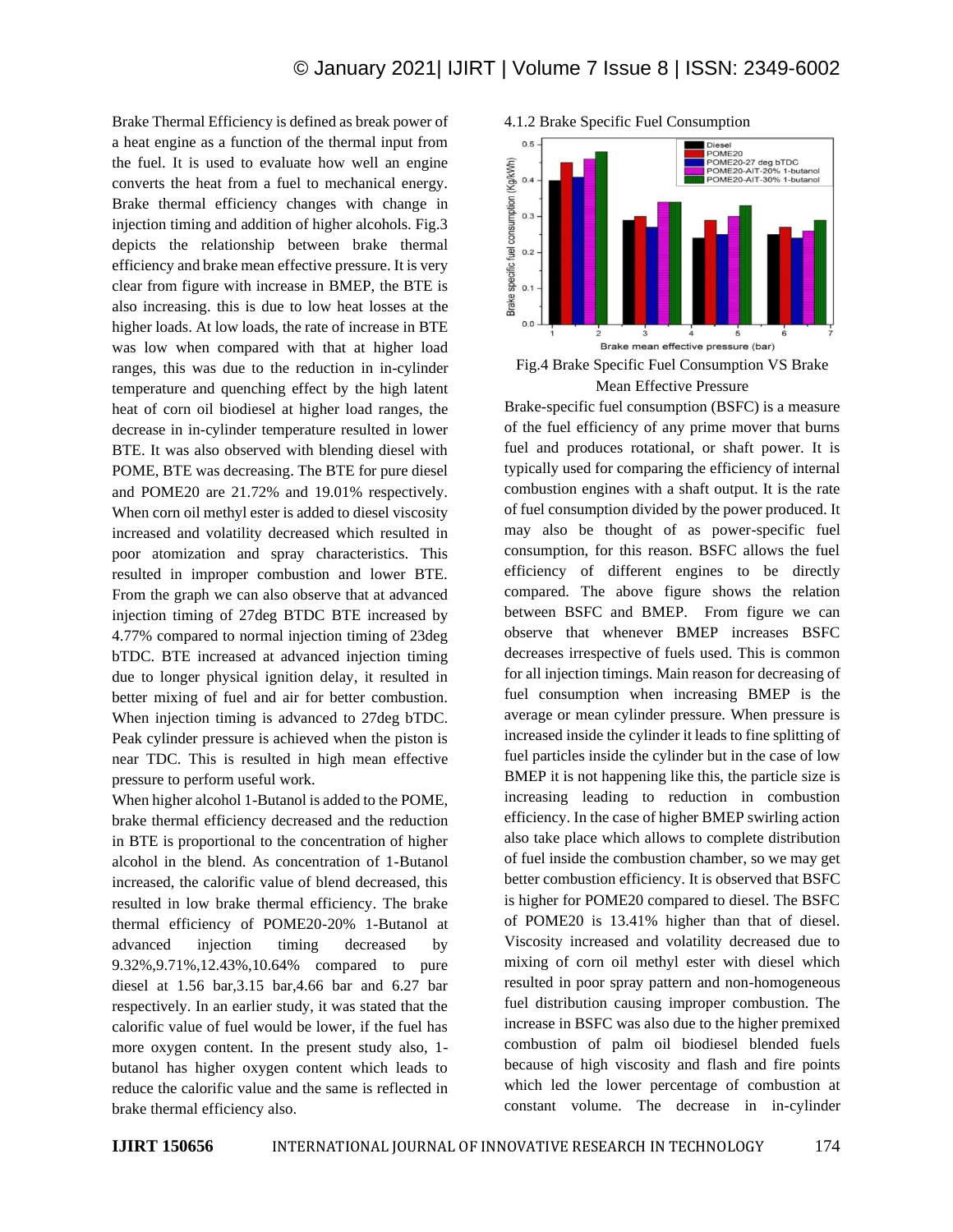Brake Thermal Efficiency is defined as break power of a heat engine as a function of the thermal input from the fuel. It is used to evaluate how well an engine converts the heat from a fuel to mechanical energy. Brake thermal efficiency changes with change in injection timing and addition of higher alcohols. Fig.3 depicts the relationship between brake thermal efficiency and brake mean effective pressure. It is very clear from figure with increase in BMEP, the BTE is also increasing. this is due to low heat losses at the higher loads. At low loads, the rate of increase in BTE was low when compared with that at higher load ranges, this was due to the reduction in in-cylinder temperature and quenching effect by the high latent heat of corn oil biodiesel at higher load ranges, the decrease in in-cylinder temperature resulted in lower BTE. It was also observed with blending diesel with POME, BTE was decreasing. The BTE for pure diesel and POME20 are 21.72% and 19.01% respectively. When corn oil methyl ester is added to diesel viscosity increased and volatility decreased which resulted in poor atomization and spray characteristics. This resulted in improper combustion and lower BTE. From the graph we can also observe that at advanced injection timing of 27deg BTDC BTE increased by 4.77% compared to normal injection timing of 23deg bTDC. BTE increased at advanced injection timing due to longer physical ignition delay, it resulted in better mixing of fuel and air for better combustion. When injection timing is advanced to 27deg bTDC. Peak cylinder pressure is achieved when the piston is near TDC. This is resulted in high mean effective pressure to perform useful work.

When higher alcohol 1-Butanol is added to the POME, brake thermal efficiency decreased and the reduction in BTE is proportional to the concentration of higher alcohol in the blend. As concentration of 1-Butanol increased, the calorific value of blend decreased, this resulted in low brake thermal efficiency. The brake thermal efficiency of POME20-20% 1-Butanol at advanced injection timing decreased by 9.32%,9.71%,12.43%,10.64% compared to pure diesel at 1.56 bar,3.15 bar,4.66 bar and 6.27 bar respectively. In an earlier study, it was stated that the calorific value of fuel would be lower, if the fuel has more oxygen content. In the present study also, 1-butanol has higher oxygen content which leads to reduce the calorific value and the same is reflected in brake thermal efficiency also.

### 4.1.2 Brake Specific Fuel Consumption

Fig.4 Brake Specific Fuel Consumption VS Brake Mean Effective Pressure

Brake-specific fuel consumption (BSFC) is a measure of the fuel efficiency of any prime mover that burns fuel and produces rotational, or shaft power. It is typically used for comparing the efficiency of internal combustion engines with a shaft output. It is the rate of fuel consumption divided by the power produced. It may also be thought of as power-specific fuel consumption, for this reason. BSFC allows the fuel efficiency of different engines to be directly compared. The above figure shows the relation between BSFC and BMEP. From figure we can observe that whenever BMEP increases BSFC decreases irrespective of fuels used. This is common for all injection timings. Main reason for decreasing of fuel consumption when increasing BMEP is the average or mean cylinder pressure. When pressure is increased inside the cylinder it leads to fine splitting of fuel particles inside the cylinder but in the case of low BMEP it is not happening like this, the particle size is increasing leading to reduction in combustion efficiency. In the case of higher BMEP swirling action also take place which allows to complete distribution of fuel inside the combustion chamber, so we may get better combustion efficiency. It is observed that BSFC is higher for POME20 compared to diesel. The BSFC of POME20 is 13.41% higher than that of diesel. Viscosity increased and volatility decreased due to mixing of corn oil methyl ester with diesel which resulted in poor spray pattern and non-homogeneous fuel distribution causing improper combustion. The increase in BSFC was also due to the higher premixed combustion of palm oil biodiesel blended fuels because of high viscosity and flash and fire points which led the lower percentage of combustion at constant volume. The decrease in in-cylinder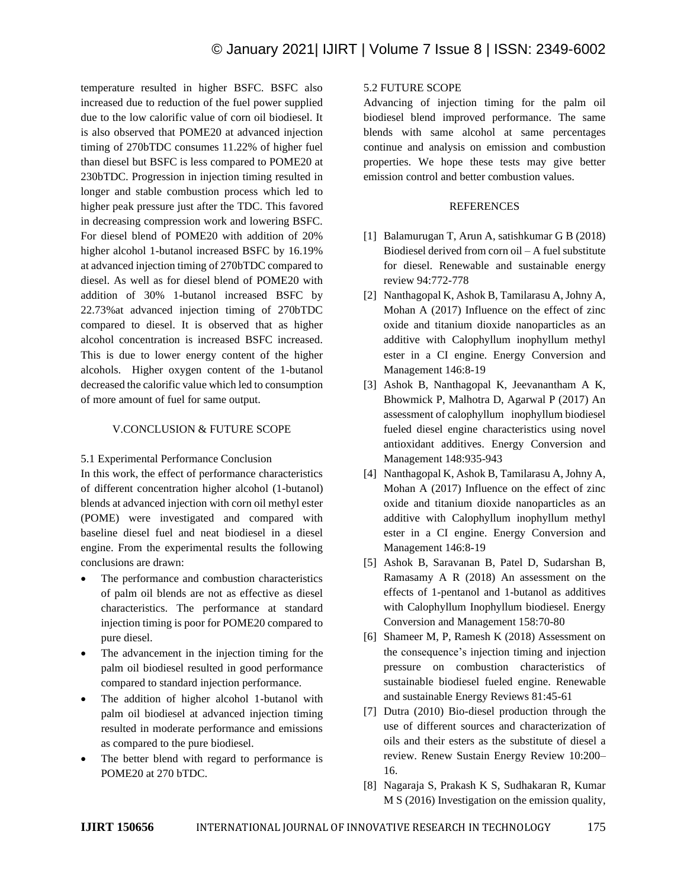temperature resulted in higher BSFC. BSFC also increased due to reduction of the fuel power supplied due to the low calorific value of corn oil biodiesel. It is also observed that POME20 at advanced injection timing of 270bTDC consumes 11.22% of higher fuel than diesel but BSFC is less compared to POME20 at 230bTDC. Progression in injection timing resulted in longer and stable combustion process which led to higher peak pressure just after the TDC. This favored in decreasing compression work and lowering BSFC. For diesel blend of POME20 with addition of 20% higher alcohol 1-butanol increased BSFC by 16.19% at advanced injection timing of 270bTDC compared to diesel. As well as for diesel blend of POME20 with addition of 30% 1-butanol increased BSFC by 22.73%at advanced injection timing of 270bTDC compared to diesel. It is observed that as higher alcohol concentration is increased BSFC increased. This is due to lower energy content of the higher alcohols. Higher oxygen content of the 1-butanol decreased the calorific value which led to consumption of more amount of fuel for same output.

## V.CONCLUSION & FUTURE SCOPE

### 5.1 Experimental Performance Conclusion

In this work, the effect of performance characteristics of different concentration higher alcohol (1-butanol) blends at advanced injection with corn oil methyl ester (POME) were investigated and compared with baseline diesel fuel and neat biodiesel in a diesel engine. From the experimental results the following conclusions are drawn:

- The performance and combustion characteristics of palm oil blends are not as effective as diesel characteristics. The performance at standard injection timing is poor for POME20 compared to pure diesel.
- The advancement in the injection timing for the palm oil biodiesel resulted in good performance compared to standard injection performance.
- The addition of higher alcohol 1-butanol with palm oil biodiesel at advanced injection timing resulted in moderate performance and emissions as compared to the pure biodiesel.
- The better blend with regard to performance is POME20 at 270 bTDC.

### 5.2 FUTURE SCOPE

Advancing of injection timing for the palm oil biodiesel blend improved performance. The same blends with same alcohol at same percentages continue and analysis on emission and combustion properties. We hope these tests may give better emission control and better combustion values.

## REFERENCES

[1] Balamurugan T, Arun A, satishkumar G B (2018) Biodiesel derived from corn oil – A fuel substitute for diesel. Renewable and sustainable energy review 94:772-778

[2] Nanthagopal K, Ashok B, Tamilarasu A, Johny A, Mohan A (2017) Influence on the effect of zinc oxide and titanium dioxide nanoparticles as an additive with Calophyllum inophyllum methyl ester in a CI engine. Energy Conversion and Management 146:8-19

[3] Ashok B, Nanthagopal K, Jeevanantham A K, Bhowmick P, Malhotra D, Agarwal P (2017) An assessment of calophyllum inophyllum biodiesel fueled diesel engine characteristics using novel antioxidant additives. Energy Conversion and Management 148:935-943

[4] Nanthagopal K, Ashok B, Tamilarasu A, Johny A, Mohan A (2017) Influence on the effect of zinc oxide and titanium dioxide nanoparticles as an additive with Calophyllum inophyllum methyl ester in a CI engine. Energy Conversion and Management 146:8-19

[5] Ashok B, Saravanan B, Patel D, Sudarshan B, Ramasamy A R (2018) An assessment on the effects of 1-pentanol and 1-butanol as additives with Calophyllum Inophyllum biodiesel. Energy Conversion and Management 158:70-80

[6] Shameer M, P, Ramesh K (2018) Assessment on the consequence's injection timing and injection pressure on combustion characteristics of sustainable biodiesel fueled engine. Renewable and sustainable Energy Reviews 81:45-61

[7] Dutra (2010) Bio-diesel production through the use of different sources and characterization of oils and their esters as the substitute of diesel a review. Renew Sustain Energy Review 10:200–16.

[8] Nagaraja S, Prakash K S, Sudhakaran R, Kumar M S (2016) Investigation on the emission quality,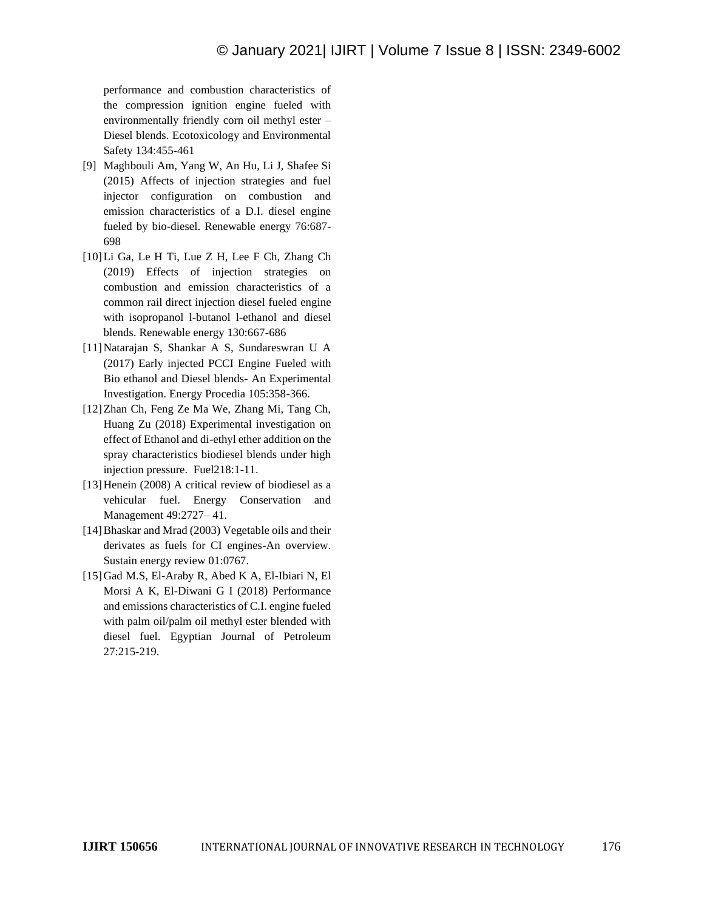performance and combustion characteristics of the compression ignition engine fueled with environmentally friendly corn oil methyl ester – Diesel blends. Ecotoxicology and Environmental Safety 134:455-461

[9] Maghbouli Am, Yang W, An Hu, Li J, Shafee Si (2015) Affects of injection strategies and fuel injector configuration on combustion and emission characteristics of a D.I. diesel engine fueled by bio-diesel. Renewable energy 76:687-698

[10] Li Ga, Le H Ti, Lue Z H, Lee F Ch, Zhang Ch (2019) Effects of injection strategies on combustion and emission characteristics of a common rail direct injection diesel fueled engine with isopropanol l-butanol l-ethanol and diesel blends. Renewable energy 130:667-686

[11] Natarajan S, Shankar A S, Sundareswran U A (2017) Early injected PCCI Engine Fueled with Bio ethanol and Diesel blends- An Experimental Investigation. Energy Procedia 105:358-366.

[12] Zhan Ch, Feng Ze Ma We, Zhang Mi, Tang Ch, Huang Zu (2018) Experimental investigation on effect of Ethanol and di-ethyl ether addition on the spray characteristics biodiesel blends under high injection pressure. Fuel218:1-11.

[13] Henein (2008) A critical review of biodiesel as a vehicular fuel. Energy Conservation and Management 49:2727– 41.

[14] Bhaskar and Mrad (2003) Vegetable oils and their derivates as fuels for CI engines-An overview. Sustain energy review 01:0767.

[15] Gad M.S, El-Araby R, Abed K A, El-Ibiari N, El Morsi A K, El-Diwani G I (2018) Performance and emissions characteristics of C.I. engine fueled with palm oil/palm oil methyl ester blended with diesel fuel. Egyptian Journal of Petroleum 27:215-219.